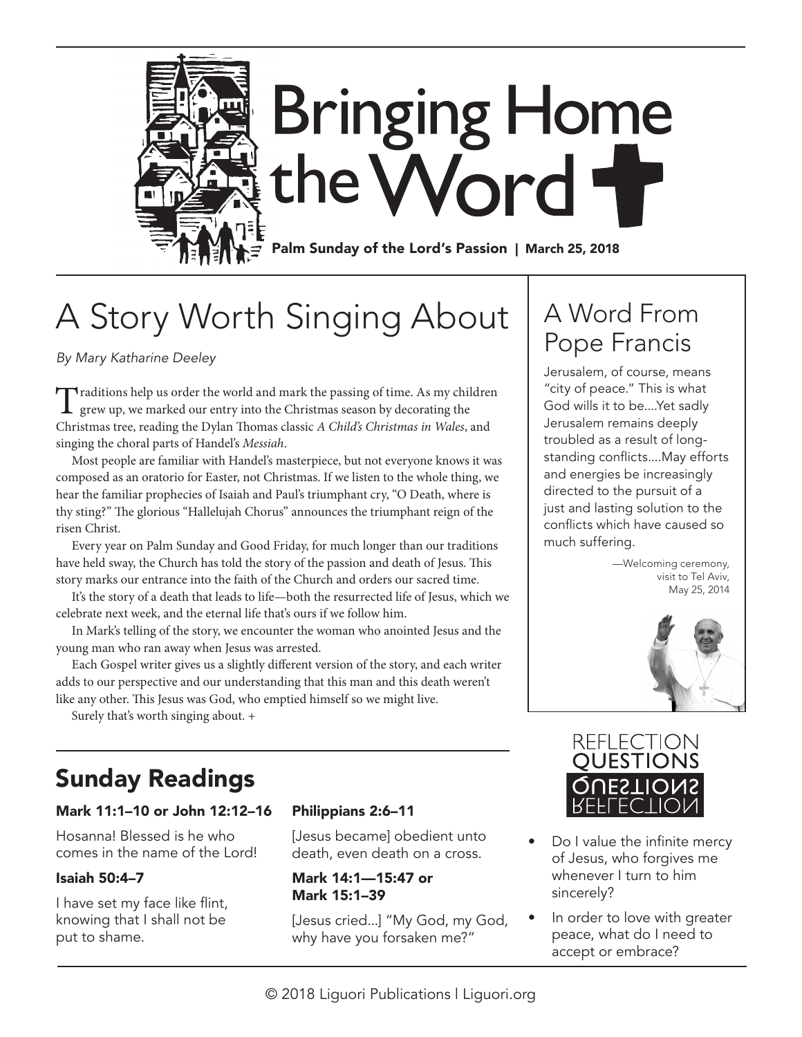# Bringing Home the Word

**Palm Sunday of the Lord's Passion | March 25, 2018**

## A Story Worth Singing About

*By Mary Katharine Deeley*

Traditions help us order the world and mark the passing of time. As my children grew up, we marked our entry into the Christmas season by decorating the Christmas tree, reading the Dylan Thomas classic *A Child's Christmas in Wales*, and singing the choral parts of Handel's *Messiah*.

Most people are familiar with Handel's masterpiece, but not everyone knows it was composed as an oratorio for Easter, not Christmas. If we listen to the whole thing, we hear the familiar prophecies of Isaiah and Paul's triumphant cry, "O Death, where is thy sting?" The glorious "Hallelujah Chorus" announces the triumphant reign of the risen Christ.

Every year on Palm Sunday and Good Friday, for much longer than our traditions have held sway, the Church has told the story of the passion and death of Jesus. This story marks our entrance into the faith of the Church and orders our sacred time.

It's the story of a death that leads to life—both the resurrected life of Jesus, which we celebrate next week, and the eternal life that's ours if we follow him.

In Mark's telling of the story, we encounter the woman who anointed Jesus and the young man who ran away when Jesus was arrested.

Each Gospel writer gives us a slightly different version of the story, and each writer adds to our perspective and our understanding that this man and this death weren't like any other. This Jesus was God, who emptied himself so we might live.

Surely that's worth singing about. +

## A Word From Pope Francis

Jerusalem, of course, means "city of peace." This is what God wills it to be....Yet sadly Jerusalem remains deeply troubled as a result of long-standing conflicts....May efforts and energies be increasingly directed to the pursuit of a just and lasting solution to the conflicts which have caused so much suffering.

—Welcoming ceremony, visit to Tel Aviv, May 25, 2014

## Sunday Readings

**Mark 11:1–10 or John 12:12–16**

Hosanna! Blessed is he who comes in the name of the Lord!

**Isaiah 50:4–7**

I have set my face like flint, knowing that I shall not be put to shame.

**Philippians 2:6–11**

[Jesus became] obedient unto death, even death on a cross.

**Mark 14:1—15:47 or Mark 15:1–39**

[Jesus cried...] "My God, my God, why have you forsaken me?"

## Reflection Questions

- Do I value the infinite mercy of Jesus, who forgives me whenever I turn to him sincerely?
- In order to love with greater peace, what do I need to accept or embrace?

© 2018 Liguori Publications | Liguori.org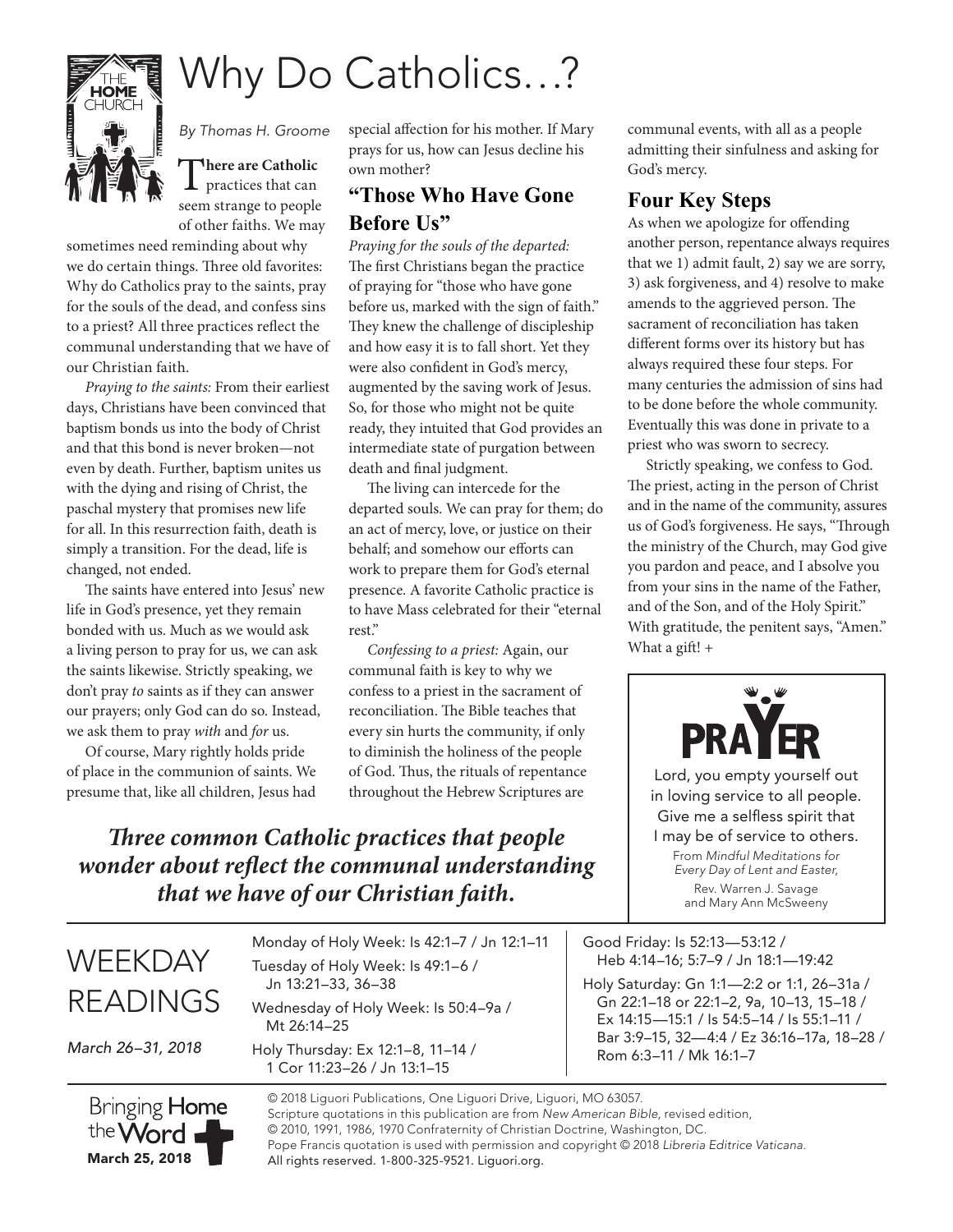# Why Do Catholics…?

*By Thomas H. Groome*

**There are Catholic** practices that can seem strange to people of other faiths. We may sometimes need reminding about why we do certain things. Three old favorites: Why do Catholics pray to the saints, pray for the souls of the dead, and confess sins to a priest? All three practices reflect the communal understanding that we have of our Christian faith.

*Praying to the saints:* From their earliest days, Christians have been convinced that baptism bonds us into the body of Christ and that this bond is never broken—not even by death. Further, baptism unites us with the dying and rising of Christ, the paschal mystery that promises new life for all. In this resurrection faith, death is simply a transition. For the dead, life is changed, not ended.

The saints have entered into Jesus' new life in God's presence, yet they remain bonded with us. Much as we would ask a living person to pray for us, we can ask the saints likewise. Strictly speaking, we don't pray *to* saints as if they can answer our prayers; only God can do so. Instead, we ask them to pray *with* and *for* us.

Of course, Mary rightly holds pride of place in the communion of saints. We presume that, like all children, Jesus had special affection for his mother. If Mary prays for us, how can Jesus decline his own mother?

## "Those Who Have Gone Before Us"

*Praying for the souls of the departed:* The first Christians began the practice of praying for "those who have gone before us, marked with the sign of faith." They knew the challenge of discipleship and how easy it is to fall short. Yet they were also confident in God's mercy, augmented by the saving work of Jesus. So, for those who might not be quite ready, they intuited that God provides an intermediate state of purgation between death and final judgment.

The living can intercede for the departed souls. We can pray for them; do an act of mercy, love, or justice on their behalf; and somehow our efforts can work to prepare them for God's eternal presence. A favorite Catholic practice is to have Mass celebrated for their "eternal rest."

*Confessing to a priest:* Again, our communal faith is key to why we confess to a priest in the sacrament of reconciliation. The Bible teaches that every sin hurts the community, if only to diminish the holiness of the people of God. Thus, the rituals of repentance throughout the Hebrew Scriptures are communal events, with all as a people admitting their sinfulness and asking for God's mercy.

## Four Key Steps

As when we apologize for offending another person, repentance always requires that we 1) admit fault, 2) say we are sorry, 3) ask forgiveness, and 4) resolve to make amends to the aggrieved person. The sacrament of reconciliation has taken different forms over its history but has always required these four steps. For many centuries the admission of sins had to be done before the whole community. Eventually this was done in private to a priest who was sworn to secrecy.

Strictly speaking, we confess to God. The priest, acting in the person of Christ and in the name of the community, assures us of God's forgiveness. He says, "Through the ministry of the Church, may God give you pardon and peace, and I absolve you from your sins in the name of the Father, and of the Son, and of the Holy Spirit." With gratitude, the penitent says, "Amen." What a gift! +

***Three common Catholic practices that people wonder about reflect the communal understanding that we have of our Christian faith.***

## PRAYER

Lord, you empty yourself out in loving service to all people. Give me a selfless spirit that I may be of service to others.

From *Mindful Meditations for Every Day of Lent and Easter,* Rev. Warren J. Savage and Mary Ann McSweeny

## WEEKDAY READINGS

*March 26–31, 2018*

Monday of Holy Week: Is 42:1–7 / Jn 12:1–11

Tuesday of Holy Week: Is 49:1–6 / Jn 13:21–33, 36–38

Wednesday of Holy Week: Is 50:4–9a / Mt 26:14–25

Holy Thursday: Ex 12:1–8, 11–14 / 1 Cor 11:23–26 / Jn 13:1–15

Good Friday: Is 52:13—53:12 / Heb 4:14–16; 5:7–9 / Jn 18:1—19:42

Holy Saturday: Gn 1:1—2:2 or 1:1, 26–31a / Gn 22:1–18 or 22:1–2, 9a, 10–13, 15–18 / Ex 14:15—15:1 / Is 54:5–14 / Is 55:1–11 / Bar 3:9–15, 32—4:4 / Ez 36:16–17a, 18–28 / Rom 6:3–11 / Mk 16:1–7

Bringing Home the Word
March 25, 2018

© 2018 Liguori Publications, One Liguori Drive, Liguori, MO 63057.
Scripture quotations in this publication are from *New American Bible,* revised edition, © 2010, 1991, 1986, 1970 Confraternity of Christian Doctrine, Washington, DC.
Pope Francis quotation is used with permission and copyright © 2018 *Libreria Editrice Vaticana.*
All rights reserved. 1-800-325-9521. Liguori.org.